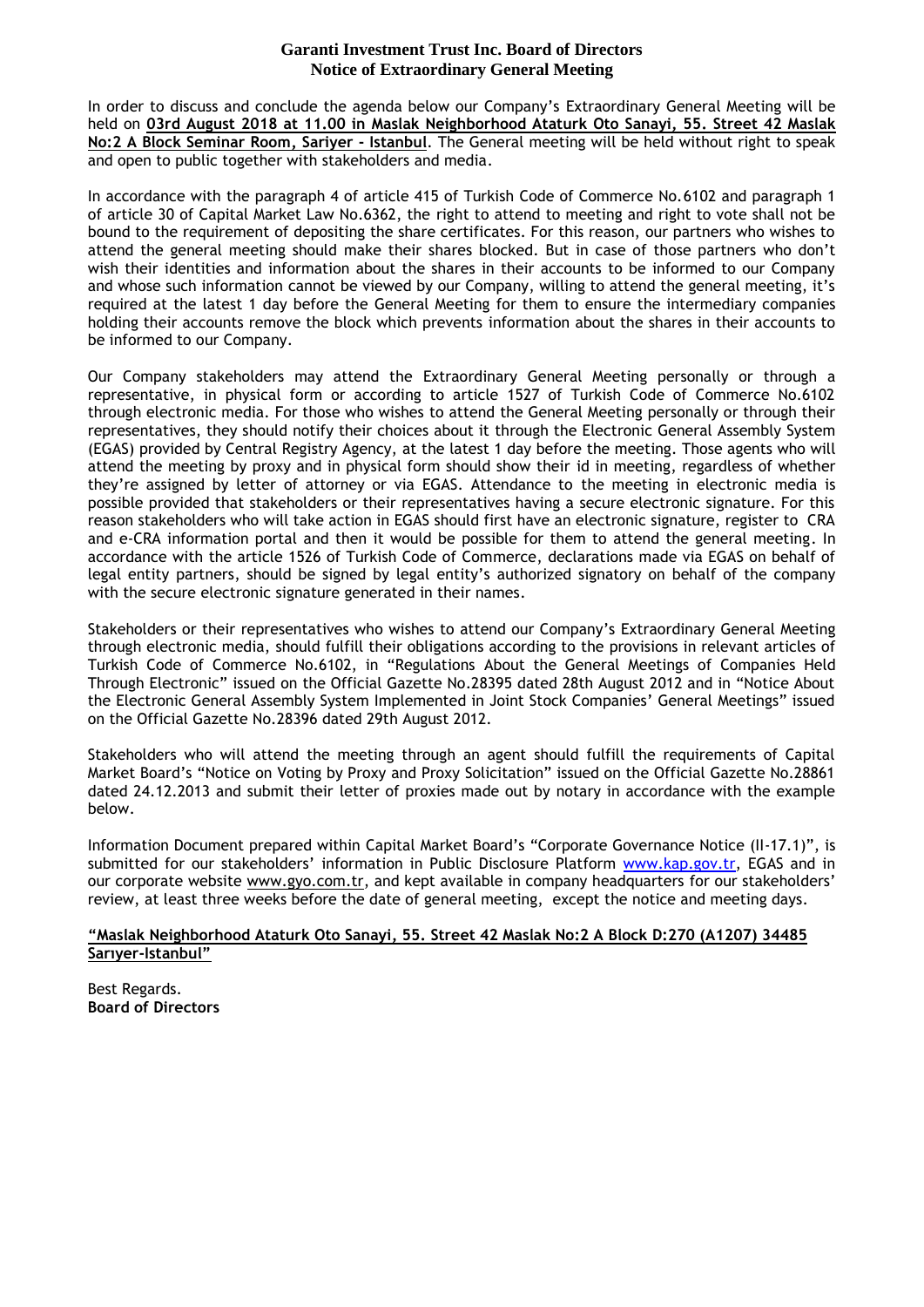**Garanti Investment Trust Inc. Board of Directors**
**Notice of Extraordinary General Meeting**

In order to discuss and conclude the agenda below our Company's Extraordinary General Meeting will be held on **03rd August 2018 at 11.00 in Maslak Neighborhood Ataturk Oto Sanayi, 55. Street 42 Maslak No:2 A Block Seminar Room, Sariyer - Istanbul**. The General meeting will be held without right to speak and open to public together with stakeholders and media.

In accordance with the paragraph 4 of article 415 of Turkish Code of Commerce No.6102 and paragraph 1 of article 30 of Capital Market Law No.6362, the right to attend to meeting and right to vote shall not be bound to the requirement of depositing the share certificates. For this reason, our partners who wishes to attend the general meeting should make their shares blocked. But in case of those partners who don't wish their identities and information about the shares in their accounts to be informed to our Company and whose such information cannot be viewed by our Company, willing to attend the general meeting, it's required at the latest 1 day before the General Meeting for them to ensure the intermediary companies holding their accounts remove the block which prevents information about the shares in their accounts to be informed to our Company.

Our Company stakeholders may attend the Extraordinary General Meeting personally or through a representative, in physical form or according to article 1527 of Turkish Code of Commerce No.6102 through electronic media. For those who wishes to attend the General Meeting personally or through their representatives, they should notify their choices about it through the Electronic General Assembly System (EGAS) provided by Central Registry Agency, at the latest 1 day before the meeting. Those agents who will attend the meeting by proxy and in physical form should show their id in meeting, regardless of whether they're assigned by letter of attorney or via EGAS. Attendance to the meeting in electronic media is possible provided that stakeholders or their representatives having a secure electronic signature. For this reason stakeholders who will take action in EGAS should first have an electronic signature, register to CRA and e-CRA information portal and then it would be possible for them to attend the general meeting. In accordance with the article 1526 of Turkish Code of Commerce, declarations made via EGAS on behalf of legal entity partners, should be signed by legal entity's authorized signatory on behalf of the company with the secure electronic signature generated in their names.

Stakeholders or their representatives who wishes to attend our Company's Extraordinary General Meeting through electronic media, should fulfill their obligations according to the provisions in relevant articles of Turkish Code of Commerce No.6102, in "Regulations About the General Meetings of Companies Held Through Electronic" issued on the Official Gazette No.28395 dated 28th August 2012 and in "Notice About the Electronic General Assembly System Implemented in Joint Stock Companies' General Meetings" issued on the Official Gazette No.28396 dated 29th August 2012.

Stakeholders who will attend the meeting through an agent should fulfill the requirements of Capital Market Board's "Notice on Voting by Proxy and Proxy Solicitation" issued on the Official Gazette No.28861 dated 24.12.2013 and submit their letter of proxies made out by notary in accordance with the example below.

Information Document prepared within Capital Market Board's "Corporate Governance Notice (II-17.1)", is submitted for our stakeholders' information in Public Disclosure Platform www.kap.gov.tr, EGAS and in our corporate website www.gyo.com.tr, and kept available in company headquarters for our stakeholders' review, at least three weeks before the date of general meeting, except the notice and meeting days.

**"Maslak Neighborhood Ataturk Oto Sanayi, 55. Street 42 Maslak No:2 A Block D:270 (A1207) 34485 Sarıyer-Istanbul"**

Best Regards.
**Board of Directors**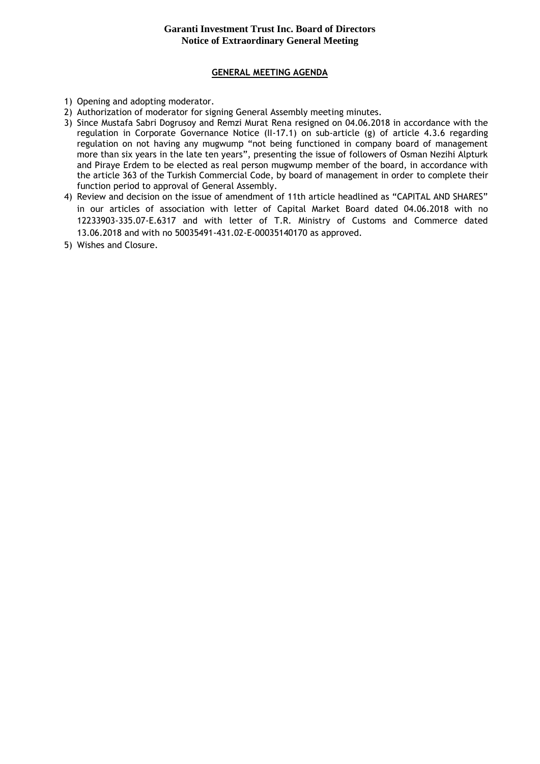**Garanti Investment Trust Inc. Board of Directors**
**Notice of Extraordinary General Meeting**

## GENERAL MEETING AGENDA

1) Opening and adopting moderator.
2) Authorization of moderator for signing General Assembly meeting minutes.
3) Since Mustafa Sabri Dogrusoy and Remzi Murat Rena resigned on 04.06.2018 in accordance with the regulation in Corporate Governance Notice (II-17.1) on sub-article (g) of article 4.3.6 regarding regulation on not having any mugwump "not being functioned in company board of management more than six years in the late ten years", presenting the issue of followers of Osman Nezihi Alpturk and Piraye Erdem to be elected as real person mugwump member of the board, in accordance with the article 363 of the Turkish Commercial Code, by board of management in order to complete their function period to approval of General Assembly.
4) Review and decision on the issue of amendment of 11th article headlined as "CAPITAL AND SHARES" in our articles of association with letter of Capital Market Board dated 04.06.2018 with no 12233903-335.07-E.6317 and with letter of T.R. Ministry of Customs and Commerce dated 13.06.2018 and with no 50035491-431.02-E-00035140170 as approved.
5) Wishes and Closure.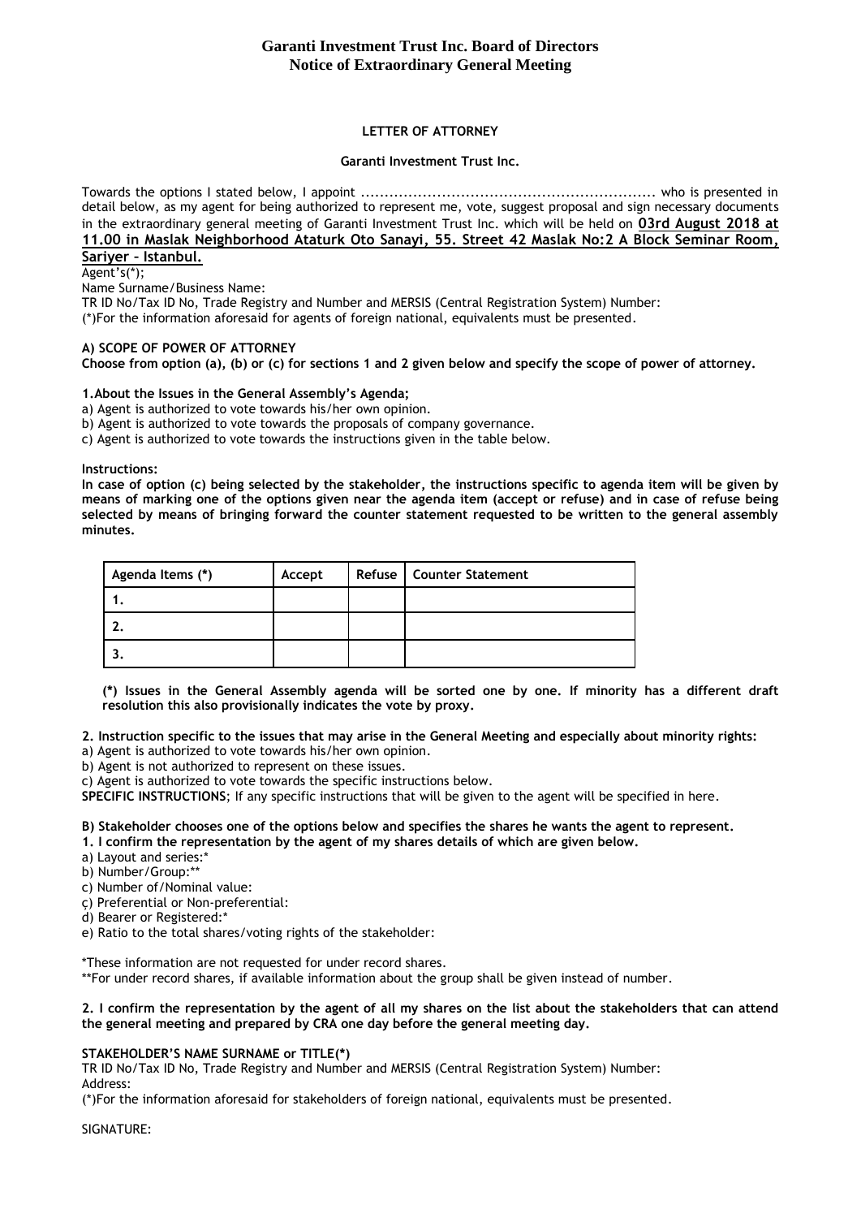**Garanti Investment Trust Inc. Board of Directors**
**Notice of Extraordinary General Meeting**

**LETTER OF ATTORNEY**

**Garanti Investment Trust Inc.**

Towards the options I stated below, I appoint ............................................................. who is presented in detail below, as my agent for being authorized to represent me, vote, suggest proposal and sign necessary documents in the extraordinary general meeting of Garanti Investment Trust Inc. which will be held on **03rd August 2018 at 11.00 in Maslak Neighborhood Ataturk Oto Sanayi, 55. Street 42 Maslak No:2 A Block Seminar Room, Sariyer – Istanbul.**

Agent's(*);
Name Surname/Business Name:
TR ID No/Tax ID No, Trade Registry and Number and MERSIS (Central Registration System) Number:
(*)For the information aforesaid for agents of foreign national, equivalents must be presented.

**A) SCOPE OF POWER OF ATTORNEY**
**Choose from option (a), (b) or (c) for sections 1 and 2 given below and specify the scope of power of attorney.**

**1.About the Issues in the General Assembly's Agenda;**
a) Agent is authorized to vote towards his/her own opinion.
b) Agent is authorized to vote towards the proposals of company governance.
c) Agent is authorized to vote towards the instructions given in the table below.

**Instructions:**
**In case of option (c) being selected by the stakeholder, the instructions specific to agenda item will be given by means of marking one of the options given near the agenda item (accept or refuse) and in case of refuse being selected by means of bringing forward the counter statement requested to be written to the general assembly minutes.**

| Agenda Items (*) | Accept | Refuse | Counter Statement |
|---|---|---|---|
| 1. | | | |
| 2. | | | |
| 3. | | | |

**(*) Issues in the General Assembly agenda will be sorted one by one. If minority has a different draft resolution this also provisionally indicates the vote by proxy.**

**2. Instruction specific to the issues that may arise in the General Meeting and especially about minority rights:**
a) Agent is authorized to vote towards his/her own opinion.
b) Agent is not authorized to represent on these issues.
c) Agent is authorized to vote towards the specific instructions below.
**SPECIFIC INSTRUCTIONS**; If any specific instructions that will be given to the agent will be specified in here.

**B) Stakeholder chooses one of the options below and specifies the shares he wants the agent to represent.**
**1. I confirm the representation by the agent of my shares details of which are given below.**
a) Layout and series:*
b) Number/Group:**
c) Number of/Nominal value:
ç) Preferential or Non-preferential:
d) Bearer or Registered:*
e) Ratio to the total shares/voting rights of the stakeholder:

*These information are not requested for under record shares.
**For under record shares, if available information about the group shall be given instead of number.

**2. I confirm the representation by the agent of all my shares on the list about the stakeholders that can attend the general meeting and prepared by CRA one day before the general meeting day.**

**STAKEHOLDER'S NAME SURNAME or TITLE(*)**
TR ID No/Tax ID No, Trade Registry and Number and MERSIS (Central Registration System) Number:
Address:
(*)For the information aforesaid for stakeholders of foreign national, equivalents must be presented.

SIGNATURE: